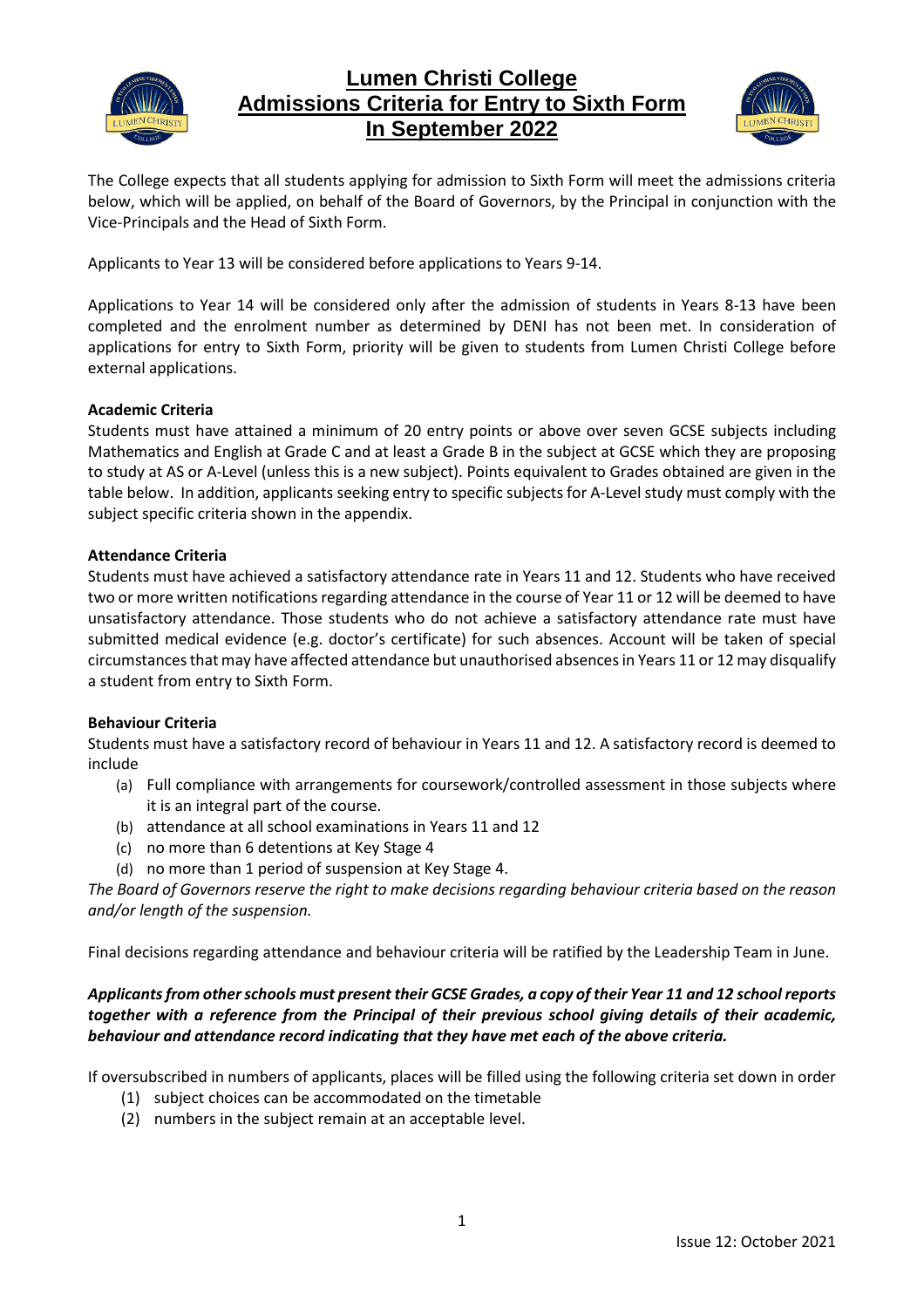# Lumen Christi College
# Admissions Criteria for Entry to Sixth Form
# In September 2022

The College expects that all students applying for admission to Sixth Form will meet the admissions criteria below, which will be applied, on behalf of the Board of Governors, by the Principal in conjunction with the Vice-Principals and the Head of Sixth Form.

Applicants to Year 13 will be considered before applications to Years 9-14.

Applications to Year 14 will be considered only after the admission of students in Years 8-13 have been completed and the enrolment number as determined by DENI has not been met. In consideration of applications for entry to Sixth Form, priority will be given to students from Lumen Christi College before external applications.

**Academic Criteria**

Students must have attained a minimum of 20 entry points or above over seven GCSE subjects including Mathematics and English at Grade C and at least a Grade B in the subject at GCSE which they are proposing to study at AS or A-Level (unless this is a new subject). Points equivalent to Grades obtained are given in the table below. In addition, applicants seeking entry to specific subjects for A-Level study must comply with the subject specific criteria shown in the appendix.

**Attendance Criteria**

Students must have achieved a satisfactory attendance rate in Years 11 and 12. Students who have received two or more written notifications regarding attendance in the course of Year 11 or 12 will be deemed to have unsatisfactory attendance. Those students who do not achieve a satisfactory attendance rate must have submitted medical evidence (e.g. doctor's certificate) for such absences. Account will be taken of special circumstances that may have affected attendance but unauthorised absences in Years 11 or 12 may disqualify a student from entry to Sixth Form.

**Behaviour Criteria**

Students must have a satisfactory record of behaviour in Years 11 and 12. A satisfactory record is deemed to include

(a) Full compliance with arrangements for coursework/controlled assessment in those subjects where it is an integral part of the course.
(b) attendance at all school examinations in Years 11 and 12
(c) no more than 6 detentions at Key Stage 4
(d) no more than 1 period of suspension at Key Stage 4.

*The Board of Governors reserve the right to make decisions regarding behaviour criteria based on the reason and/or length of the suspension.*

Final decisions regarding attendance and behaviour criteria will be ratified by the Leadership Team in June.

***Applicants from other schools must present their GCSE Grades, a copy of their Year 11 and 12 school reports together with a reference from the Principal of their previous school giving details of their academic, behaviour and attendance record indicating that they have met each of the above criteria.***

If oversubscribed in numbers of applicants, places will be filled using the following criteria set down in order

(1) subject choices can be accommodated on the timetable
(2) numbers in the subject remain at an acceptable level.

Issue 12: October 2021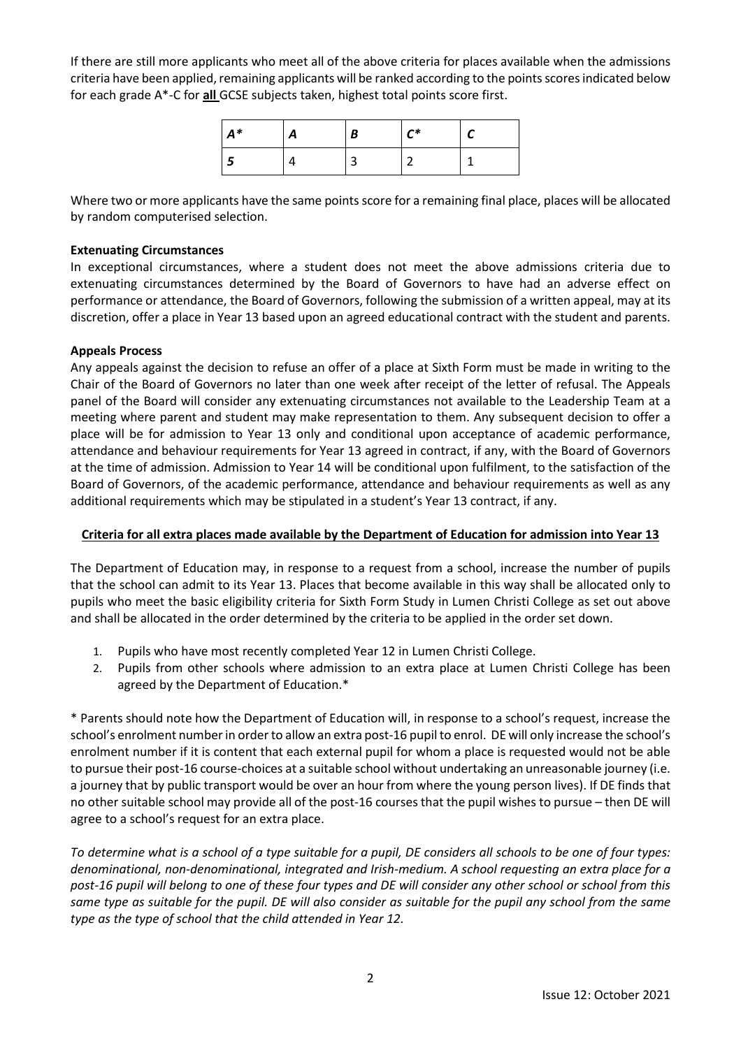If there are still more applicants who meet all of the above criteria for places available when the admissions criteria have been applied, remaining applicants will be ranked according to the points scores indicated below for each grade A*-C for **all** GCSE subjects taken, highest total points score first.

| *A** | *A* | *B* | *C** | *C* |
|---|---|---|---|---|
| *5* | 4 | 3 | 2 | 1 |

Where two or more applicants have the same points score for a remaining final place, places will be allocated by random computerised selection.

**Extenuating Circumstances**

In exceptional circumstances, where a student does not meet the above admissions criteria due to extenuating circumstances determined by the Board of Governors to have had an adverse effect on performance or attendance, the Board of Governors, following the submission of a written appeal, may at its discretion, offer a place in Year 13 based upon an agreed educational contract with the student and parents.

**Appeals Process**

Any appeals against the decision to refuse an offer of a place at Sixth Form must be made in writing to the Chair of the Board of Governors no later than one week after receipt of the letter of refusal. The Appeals panel of the Board will consider any extenuating circumstances not available to the Leadership Team at a meeting where parent and student may make representation to them. Any subsequent decision to offer a place will be for admission to Year 13 only and conditional upon acceptance of academic performance, attendance and behaviour requirements for Year 13 agreed in contract, if any, with the Board of Governors at the time of admission. Admission to Year 14 will be conditional upon fulfilment, to the satisfaction of the Board of Governors, of the academic performance, attendance and behaviour requirements as well as any additional requirements which may be stipulated in a student's Year 13 contract, if any.

**Criteria for all extra places made available by the Department of Education for admission into Year 13**

The Department of Education may, in response to a request from a school, increase the number of pupils that the school can admit to its Year 13. Places that become available in this way shall be allocated only to pupils who meet the basic eligibility criteria for Sixth Form Study in Lumen Christi College as set out above and shall be allocated in the order determined by the criteria to be applied in the order set down.

1. Pupils who have most recently completed Year 12 in Lumen Christi College.
2. Pupils from other schools where admission to an extra place at Lumen Christi College has been agreed by the Department of Education.*

* Parents should note how the Department of Education will, in response to a school's request, increase the school's enrolment number in order to allow an extra post-16 pupil to enrol. DE will only increase the school's enrolment number if it is content that each external pupil for whom a place is requested would not be able to pursue their post-16 course-choices at a suitable school without undertaking an unreasonable journey (i.e. a journey that by public transport would be over an hour from where the young person lives). If DE finds that no other suitable school may provide all of the post-16 courses that the pupil wishes to pursue – then DE will agree to a school's request for an extra place.

*To determine what is a school of a type suitable for a pupil, DE considers all schools to be one of four types: denominational, non-denominational, integrated and Irish-medium. A school requesting an extra place for a post-16 pupil will belong to one of these four types and DE will consider any other school or school from this same type as suitable for the pupil. DE will also consider as suitable for the pupil any school from the same type as the type of school that the child attended in Year 12.*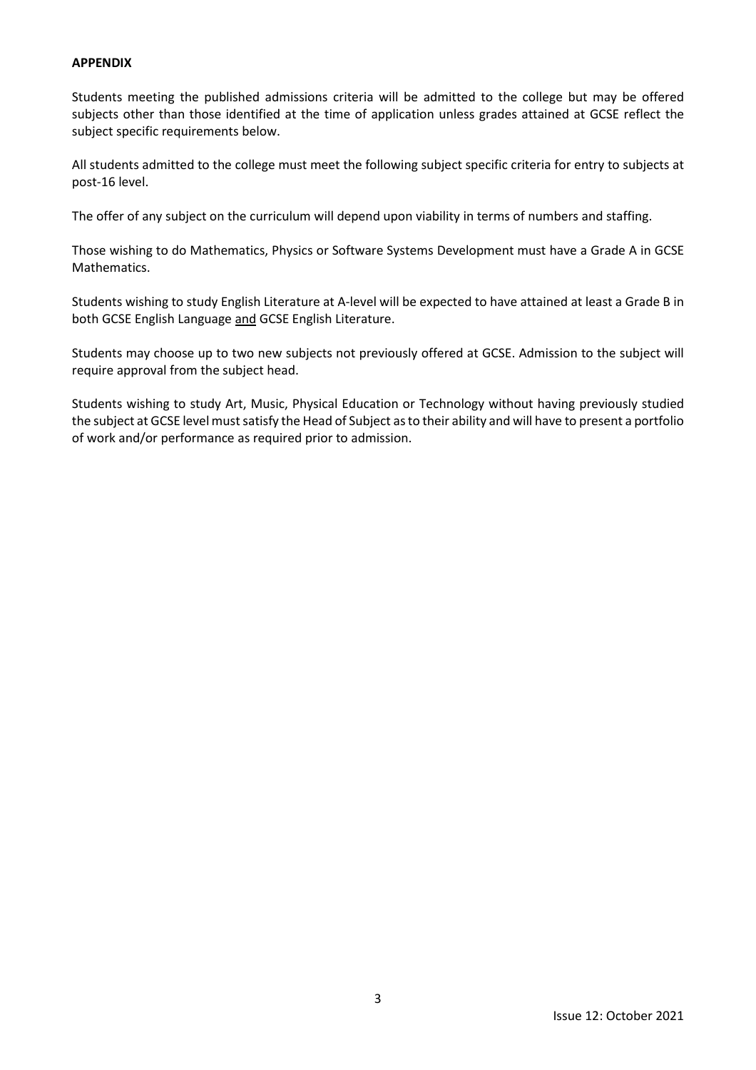## APPENDIX

Students meeting the published admissions criteria will be admitted to the college but may be offered subjects other than those identified at the time of application unless grades attained at GCSE reflect the subject specific requirements below.

All students admitted to the college must meet the following subject specific criteria for entry to subjects at post-16 level.

The offer of any subject on the curriculum will depend upon viability in terms of numbers and staffing.

Those wishing to do Mathematics, Physics or Software Systems Development must have a Grade A in GCSE Mathematics.

Students wishing to study English Literature at A-level will be expected to have attained at least a Grade B in both GCSE English Language <u>and</u> GCSE English Literature.

Students may choose up to two new subjects not previously offered at GCSE. Admission to the subject will require approval from the subject head.

Students wishing to study Art, Music, Physical Education or Technology without having previously studied the subject at GCSE level must satisfy the Head of Subject as to their ability and will have to present a portfolio of work and/or performance as required prior to admission.

Issue 12: October 2021